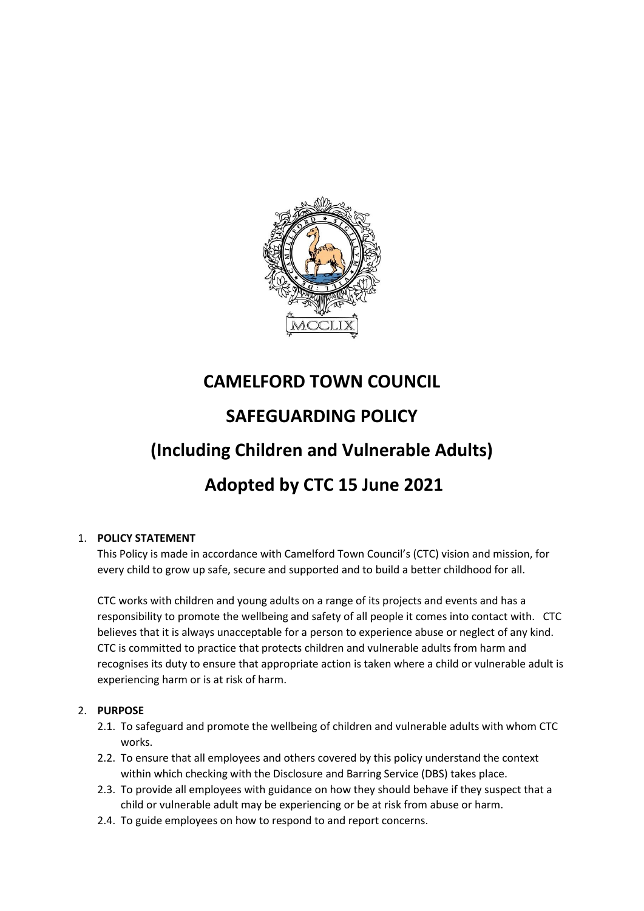# CAMELFORD TOWN COUNCIL

# SAFEGUARDING POLICY

# (Including Children and Vulnerable Adults)

# Adopted by CTC 15 June 2021

1. **POLICY STATEMENT**

   This Policy is made in accordance with Camelford Town Council's (CTC) vision and mission, for every child to grow up safe, secure and supported and to build a better childhood for all.

   CTC works with children and young adults on a range of its projects and events and has a responsibility to promote the wellbeing and safety of all people it comes into contact with. CTC believes that it is always unacceptable for a person to experience abuse or neglect of any kind. CTC is committed to practice that protects children and vulnerable adults from harm and recognises its duty to ensure that appropriate action is taken where a child or vulnerable adult is experiencing harm or is at risk of harm.

2. **PURPOSE**

   2.1. To safeguard and promote the wellbeing of children and vulnerable adults with whom CTC works.

   2.2. To ensure that all employees and others covered by this policy understand the context within which checking with the Disclosure and Barring Service (DBS) takes place.

   2.3. To provide all employees with guidance on how they should behave if they suspect that a child or vulnerable adult may be experiencing or be at risk from abuse or harm.

   2.4. To guide employees on how to respond to and report concerns.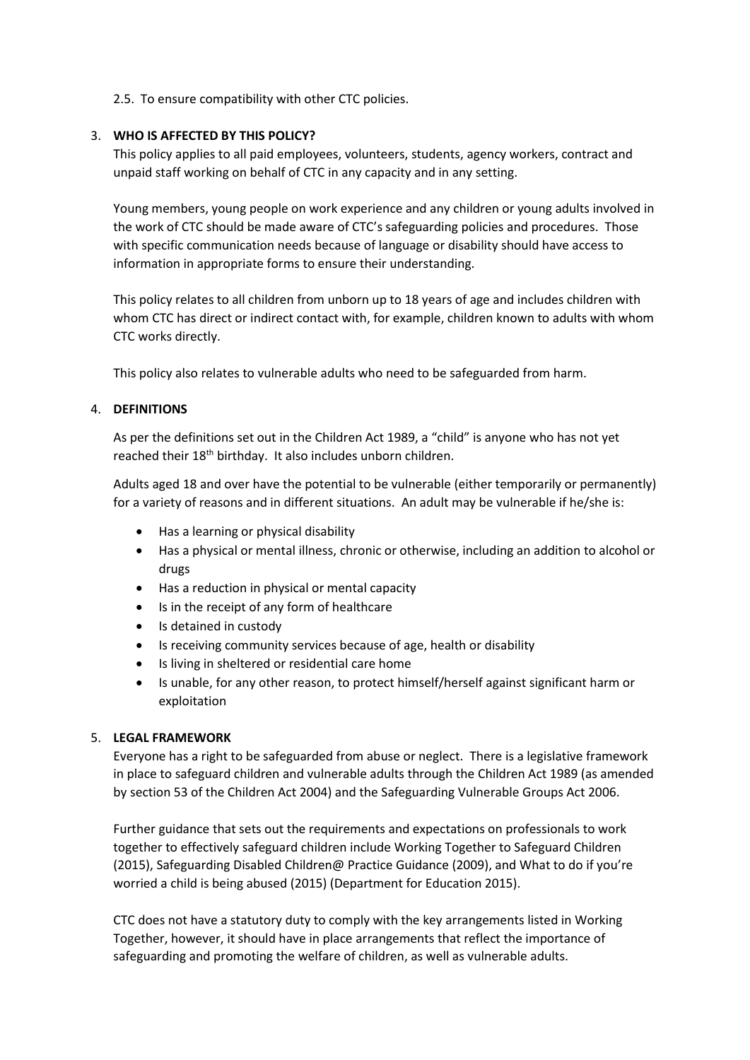2.5. To ensure compatibility with other CTC policies.

3. **WHO IS AFFECTED BY THIS POLICY?**

This policy applies to all paid employees, volunteers, students, agency workers, contract and unpaid staff working on behalf of CTC in any capacity and in any setting.

Young members, young people on work experience and any children or young adults involved in the work of CTC should be made aware of CTC's safeguarding policies and procedures. Those with specific communication needs because of language or disability should have access to information in appropriate forms to ensure their understanding.

This policy relates to all children from unborn up to 18 years of age and includes children with whom CTC has direct or indirect contact with, for example, children known to adults with whom CTC works directly.

This policy also relates to vulnerable adults who need to be safeguarded from harm.

4. **DEFINITIONS**

As per the definitions set out in the Children Act 1989, a "child" is anyone who has not yet reached their 18th birthday. It also includes unborn children.

Adults aged 18 and over have the potential to be vulnerable (either temporarily or permanently) for a variety of reasons and in different situations. An adult may be vulnerable if he/she is:

- Has a learning or physical disability
- Has a physical or mental illness, chronic or otherwise, including an addition to alcohol or drugs
- Has a reduction in physical or mental capacity
- Is in the receipt of any form of healthcare
- Is detained in custody
- Is receiving community services because of age, health or disability
- Is living in sheltered or residential care home
- Is unable, for any other reason, to protect himself/herself against significant harm or exploitation

5. **LEGAL FRAMEWORK**

Everyone has a right to be safeguarded from abuse or neglect. There is a legislative framework in place to safeguard children and vulnerable adults through the Children Act 1989 (as amended by section 53 of the Children Act 2004) and the Safeguarding Vulnerable Groups Act 2006.

Further guidance that sets out the requirements and expectations on professionals to work together to effectively safeguard children include Working Together to Safeguard Children (2015), Safeguarding Disabled Children@ Practice Guidance (2009), and What to do if you're worried a child is being abused (2015) (Department for Education 2015).

CTC does not have a statutory duty to comply with the key arrangements listed in Working Together, however, it should have in place arrangements that reflect the importance of safeguarding and promoting the welfare of children, as well as vulnerable adults.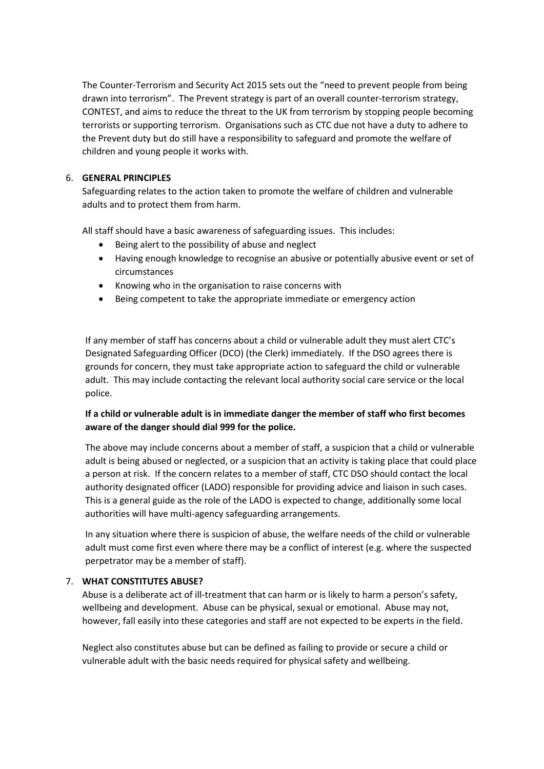The Counter-Terrorism and Security Act 2015 sets out the "need to prevent people from being drawn into terrorism". The Prevent strategy is part of an overall counter-terrorism strategy, CONTEST, and aims to reduce the threat to the UK from terrorism by stopping people becoming terrorists or supporting terrorism. Organisations such as CTC due not have a duty to adhere to the Prevent duty but do still have a responsibility to safeguard and promote the welfare of children and young people it works with.

## 6. GENERAL PRINCIPLES

Safeguarding relates to the action taken to promote the welfare of children and vulnerable adults and to protect them from harm.

All staff should have a basic awareness of safeguarding issues. This includes:

- Being alert to the possibility of abuse and neglect
- Having enough knowledge to recognise an abusive or potentially abusive event or set of circumstances
- Knowing who in the organisation to raise concerns with
- Being competent to take the appropriate immediate or emergency action

If any member of staff has concerns about a child or vulnerable adult they must alert CTC's Designated Safeguarding Officer (DCO) (the Clerk) immediately. If the DSO agrees there is grounds for concern, they must take appropriate action to safeguard the child or vulnerable adult. This may include contacting the relevant local authority social care service or the local police.

**If a child or vulnerable adult is in immediate danger the member of staff who first becomes aware of the danger should dial 999 for the police.**

The above may include concerns about a member of staff, a suspicion that a child or vulnerable adult is being abused or neglected, or a suspicion that an activity is taking place that could place a person at risk. If the concern relates to a member of staff, CTC DSO should contact the local authority designated officer (LADO) responsible for providing advice and liaison in such cases. This is a general guide as the role of the LADO is expected to change, additionally some local authorities will have multi-agency safeguarding arrangements.

In any situation where there is suspicion of abuse, the welfare needs of the child or vulnerable adult must come first even where there may be a conflict of interest (e.g. where the suspected perpetrator may be a member of staff).

## 7. WHAT CONSTITUTES ABUSE?

Abuse is a deliberate act of ill-treatment that can harm or is likely to harm a person's safety, wellbeing and development. Abuse can be physical, sexual or emotional. Abuse may not, however, fall easily into these categories and staff are not expected to be experts in the field.

Neglect also constitutes abuse but can be defined as failing to provide or secure a child or vulnerable adult with the basic needs required for physical safety and wellbeing.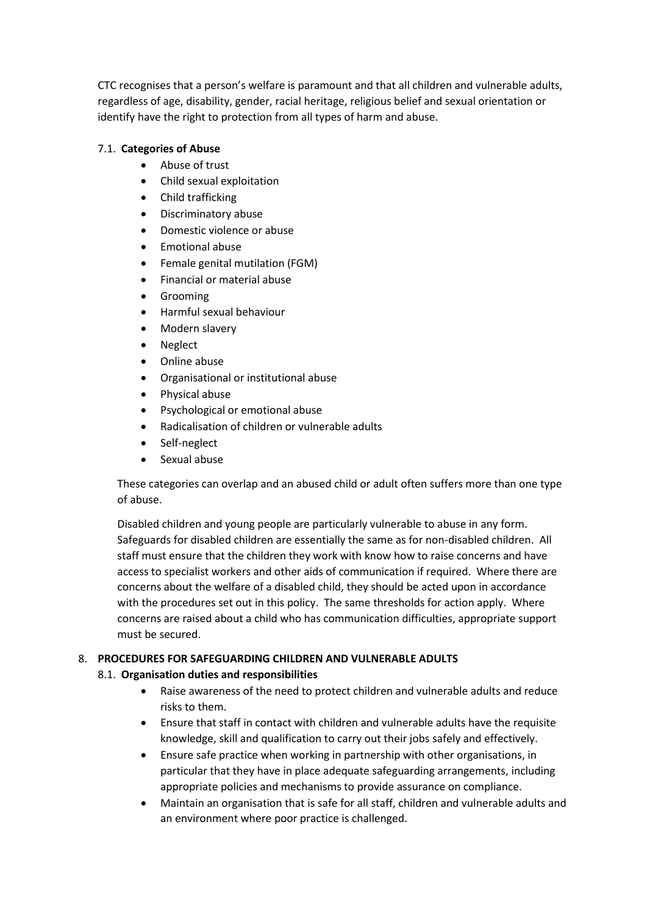CTC recognises that a person's welfare is paramount and that all children and vulnerable adults, regardless of age, disability, gender, racial heritage, religious belief and sexual orientation or identify have the right to protection from all types of harm and abuse.

### 7.1. Categories of Abuse

- Abuse of trust
- Child sexual exploitation
- Child trafficking
- Discriminatory abuse
- Domestic violence or abuse
- Emotional abuse
- Female genital mutilation (FGM)
- Financial or material abuse
- Grooming
- Harmful sexual behaviour
- Modern slavery
- Neglect
- Online abuse
- Organisational or institutional abuse
- Physical abuse
- Psychological or emotional abuse
- Radicalisation of children or vulnerable adults
- Self-neglect
- Sexual abuse

These categories can overlap and an abused child or adult often suffers more than one type of abuse.

Disabled children and young people are particularly vulnerable to abuse in any form. Safeguards for disabled children are essentially the same as for non-disabled children. All staff must ensure that the children they work with know how to raise concerns and have access to specialist workers and other aids of communication if required. Where there are concerns about the welfare of a disabled child, they should be acted upon in accordance with the procedures set out in this policy. The same thresholds for action apply. Where concerns are raised about a child who has communication difficulties, appropriate support must be secured.

## 8. PROCEDURES FOR SAFEGUARDING CHILDREN AND VULNERABLE ADULTS

### 8.1. Organisation duties and responsibilities

- Raise awareness of the need to protect children and vulnerable adults and reduce risks to them.
- Ensure that staff in contact with children and vulnerable adults have the requisite knowledge, skill and qualification to carry out their jobs safely and effectively.
- Ensure safe practice when working in partnership with other organisations, in particular that they have in place adequate safeguarding arrangements, including appropriate policies and mechanisms to provide assurance on compliance.
- Maintain an organisation that is safe for all staff, children and vulnerable adults and an environment where poor practice is challenged.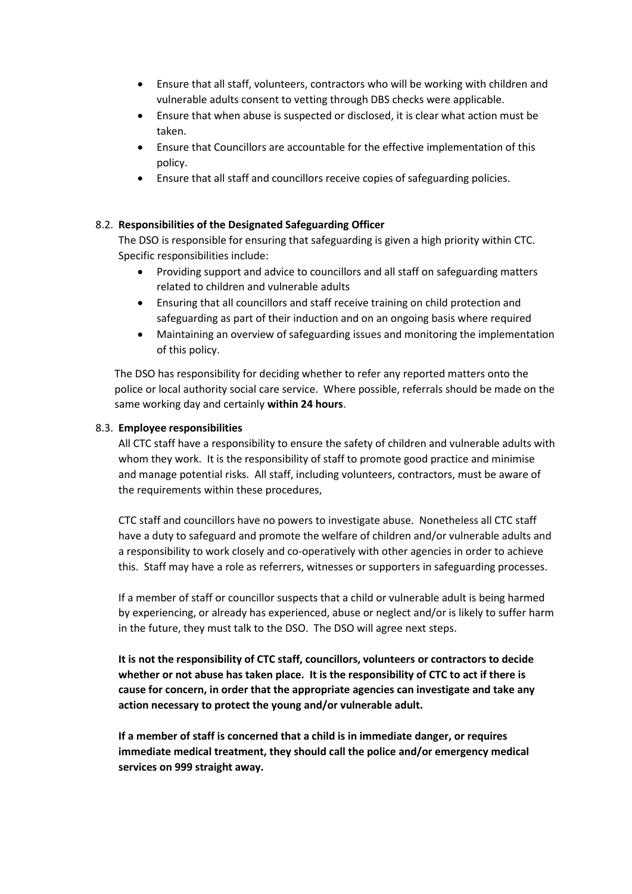- Ensure that all staff, volunteers, contractors who will be working with children and vulnerable adults consent to vetting through DBS checks were applicable.
- Ensure that when abuse is suspected or disclosed, it is clear what action must be taken.
- Ensure that Councillors are accountable for the effective implementation of this policy.
- Ensure that all staff and councillors receive copies of safeguarding policies.

### 8.2. Responsibilities of the Designated Safeguarding Officer

The DSO is responsible for ensuring that safeguarding is given a high priority within CTC. Specific responsibilities include:

- Providing support and advice to councillors and all staff on safeguarding matters related to children and vulnerable adults
- Ensuring that all councillors and staff receive training on child protection and safeguarding as part of their induction and on an ongoing basis where required
- Maintaining an overview of safeguarding issues and monitoring the implementation of this policy.

The DSO has responsibility for deciding whether to refer any reported matters onto the police or local authority social care service. Where possible, referrals should be made on the same working day and certainly **within 24 hours**.

### 8.3. Employee responsibilities

All CTC staff have a responsibility to ensure the safety of children and vulnerable adults with whom they work. It is the responsibility of staff to promote good practice and minimise and manage potential risks. All staff, including volunteers, contractors, must be aware of the requirements within these procedures,

CTC staff and councillors have no powers to investigate abuse. Nonetheless all CTC staff have a duty to safeguard and promote the welfare of children and/or vulnerable adults and a responsibility to work closely and co-operatively with other agencies in order to achieve this. Staff may have a role as referrers, witnesses or supporters in safeguarding processes.

If a member of staff or councillor suspects that a child or vulnerable adult is being harmed by experiencing, or already has experienced, abuse or neglect and/or is likely to suffer harm in the future, they must talk to the DSO. The DSO will agree next steps.

**It is not the responsibility of CTC staff, councillors, volunteers or contractors to decide whether or not abuse has taken place. It is the responsibility of CTC to act if there is cause for concern, in order that the appropriate agencies can investigate and take any action necessary to protect the young and/or vulnerable adult.**

**If a member of staff is concerned that a child is in immediate danger, or requires immediate medical treatment, they should call the police and/or emergency medical services on 999 straight away.**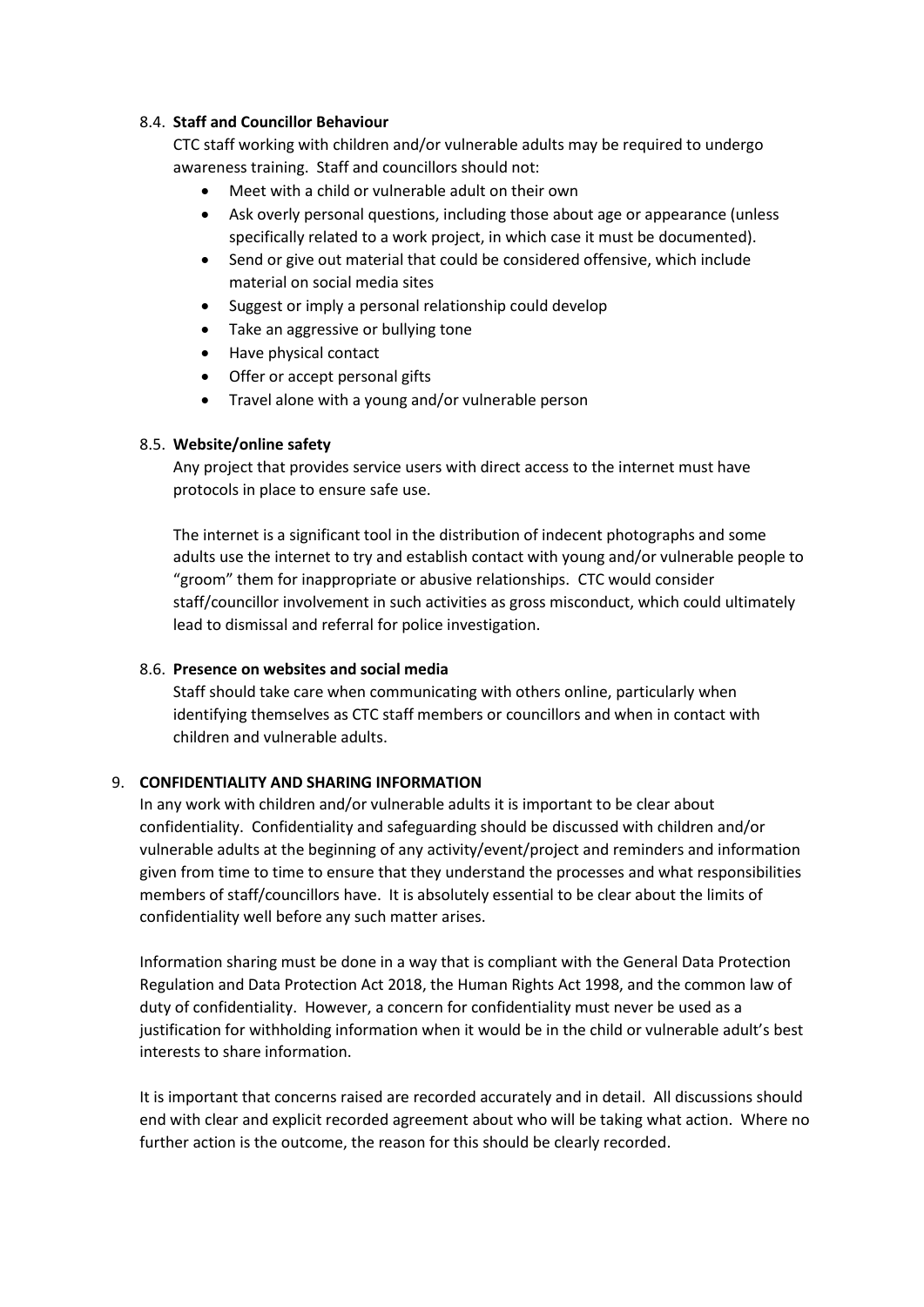### 8.4. **Staff and Councillor Behaviour**

CTC staff working with children and/or vulnerable adults may be required to undergo awareness training. Staff and councillors should not:

- Meet with a child or vulnerable adult on their own
- Ask overly personal questions, including those about age or appearance (unless specifically related to a work project, in which case it must be documented).
- Send or give out material that could be considered offensive, which include material on social media sites
- Suggest or imply a personal relationship could develop
- Take an aggressive or bullying tone
- Have physical contact
- Offer or accept personal gifts
- Travel alone with a young and/or vulnerable person

### 8.5. **Website/online safety**

Any project that provides service users with direct access to the internet must have protocols in place to ensure safe use.

The internet is a significant tool in the distribution of indecent photographs and some adults use the internet to try and establish contact with young and/or vulnerable people to "groom" them for inappropriate or abusive relationships. CTC would consider staff/councillor involvement in such activities as gross misconduct, which could ultimately lead to dismissal and referral for police investigation.

### 8.6. **Presence on websites and social media**

Staff should take care when communicating with others online, particularly when identifying themselves as CTC staff members or councillors and when in contact with children and vulnerable adults.

## 9. **CONFIDENTIALITY AND SHARING INFORMATION**

In any work with children and/or vulnerable adults it is important to be clear about confidentiality. Confidentiality and safeguarding should be discussed with children and/or vulnerable adults at the beginning of any activity/event/project and reminders and information given from time to time to ensure that they understand the processes and what responsibilities members of staff/councillors have. It is absolutely essential to be clear about the limits of confidentiality well before any such matter arises.

Information sharing must be done in a way that is compliant with the General Data Protection Regulation and Data Protection Act 2018, the Human Rights Act 1998, and the common law of duty of confidentiality. However, a concern for confidentiality must never be used as a justification for withholding information when it would be in the child or vulnerable adult's best interests to share information.

It is important that concerns raised are recorded accurately and in detail. All discussions should end with clear and explicit recorded agreement about who will be taking what action. Where no further action is the outcome, the reason for this should be clearly recorded.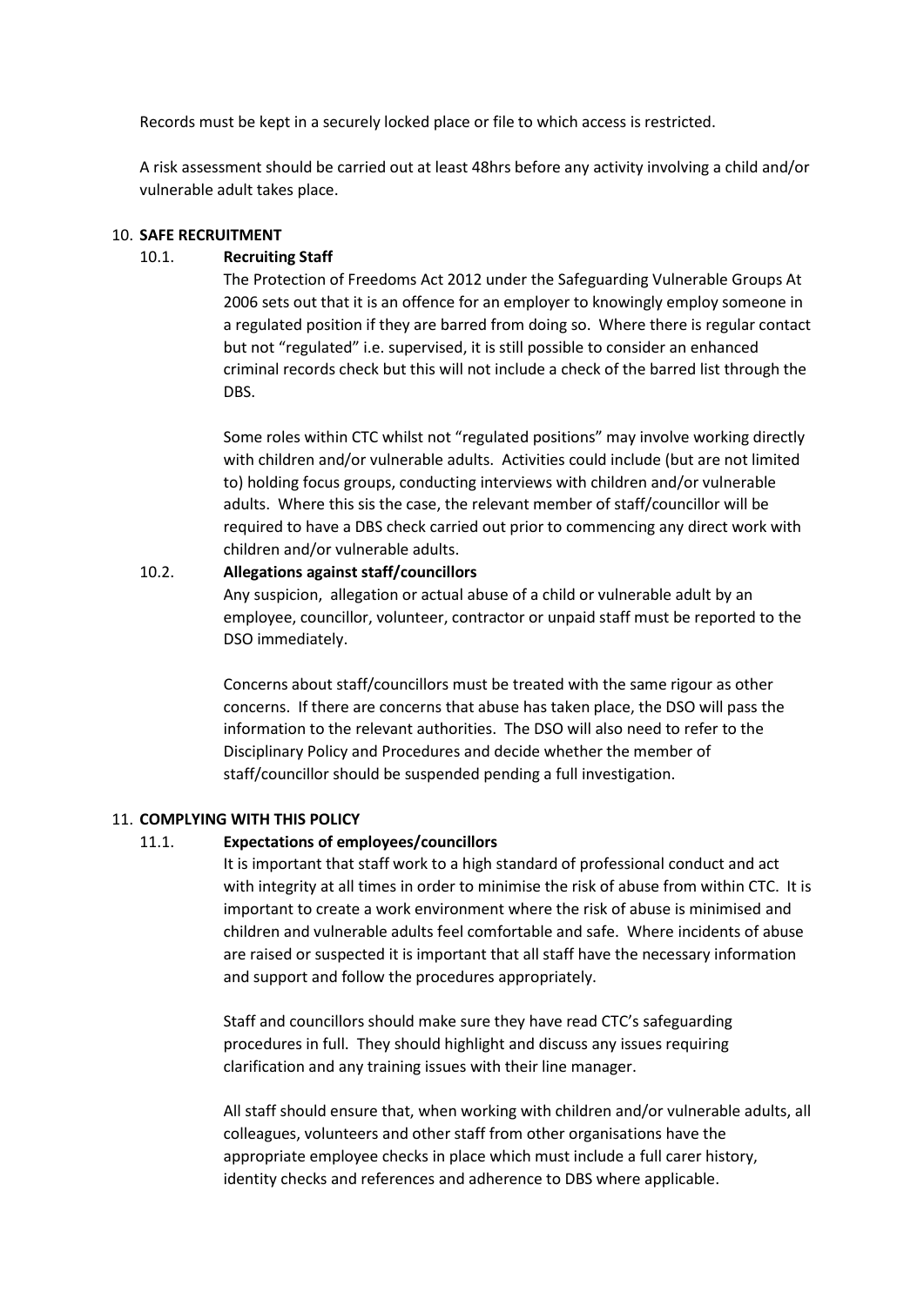Records must be kept in a securely locked place or file to which access is restricted.

A risk assessment should be carried out at least 48hrs before any activity involving a child and/or vulnerable adult takes place.

10. **SAFE RECRUITMENT**

10.1. **Recruiting Staff**

The Protection of Freedoms Act 2012 under the Safeguarding Vulnerable Groups At 2006 sets out that it is an offence for an employer to knowingly employ someone in a regulated position if they are barred from doing so. Where there is regular contact but not "regulated" i.e. supervised, it is still possible to consider an enhanced criminal records check but this will not include a check of the barred list through the DBS.

Some roles within CTC whilst not "regulated positions" may involve working directly with children and/or vulnerable adults. Activities could include (but are not limited to) holding focus groups, conducting interviews with children and/or vulnerable adults. Where this sis the case, the relevant member of staff/councillor will be required to have a DBS check carried out prior to commencing any direct work with children and/or vulnerable adults.

10.2. **Allegations against staff/councillors**

Any suspicion, allegation or actual abuse of a child or vulnerable adult by an employee, councillor, volunteer, contractor or unpaid staff must be reported to the DSO immediately.

Concerns about staff/councillors must be treated with the same rigour as other concerns. If there are concerns that abuse has taken place, the DSO will pass the information to the relevant authorities. The DSO will also need to refer to the Disciplinary Policy and Procedures and decide whether the member of staff/councillor should be suspended pending a full investigation.

11. **COMPLYING WITH THIS POLICY**

11.1. **Expectations of employees/councillors**

It is important that staff work to a high standard of professional conduct and act with integrity at all times in order to minimise the risk of abuse from within CTC. It is important to create a work environment where the risk of abuse is minimised and children and vulnerable adults feel comfortable and safe. Where incidents of abuse are raised or suspected it is important that all staff have the necessary information and support and follow the procedures appropriately.

Staff and councillors should make sure they have read CTC's safeguarding procedures in full. They should highlight and discuss any issues requiring clarification and any training issues with their line manager.

All staff should ensure that, when working with children and/or vulnerable adults, all colleagues, volunteers and other staff from other organisations have the appropriate employee checks in place which must include a full carer history, identity checks and references and adherence to DBS where applicable.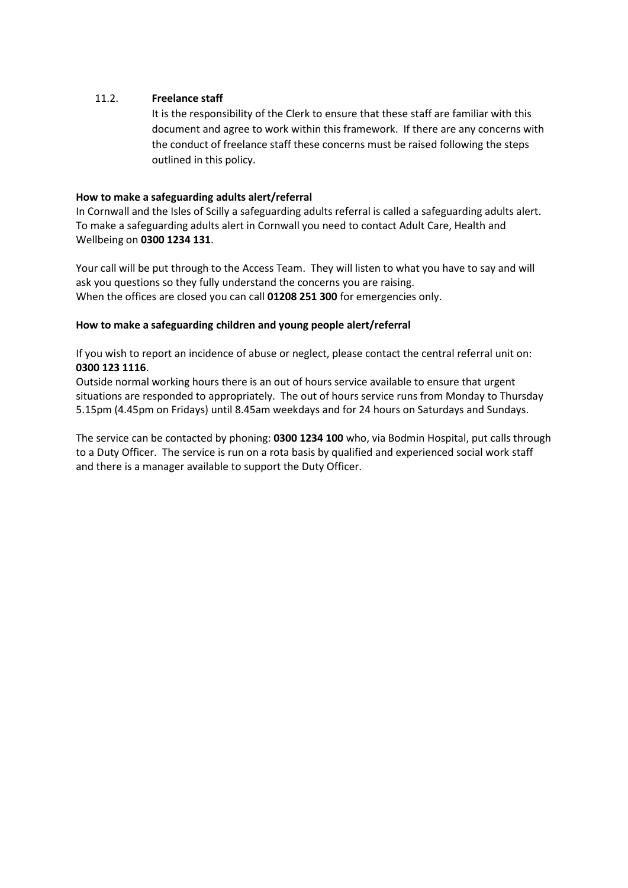### 11.2. **Freelance staff**

It is the responsibility of the Clerk to ensure that these staff are familiar with this document and agree to work within this framework. If there are any concerns with the conduct of freelance staff these concerns must be raised following the steps outlined in this policy.

**How to make a safeguarding adults alert/referral**

In Cornwall and the Isles of Scilly a safeguarding adults referral is called a safeguarding adults alert. To make a safeguarding adults alert in Cornwall you need to contact Adult Care, Health and Wellbeing on **0300 1234 131**.

Your call will be put through to the Access Team. They will listen to what you have to say and will ask you questions so they fully understand the concerns you are raising.
When the offices are closed you can call **01208 251 300** for emergencies only.

**How to make a safeguarding children and young people alert/referral**

If you wish to report an incidence of abuse or neglect, please contact the central referral unit on: **0300 123 1116**.
Outside normal working hours there is an out of hours service available to ensure that urgent situations are responded to appropriately. The out of hours service runs from Monday to Thursday 5.15pm (4.45pm on Fridays) until 8.45am weekdays and for 24 hours on Saturdays and Sundays.

The service can be contacted by phoning: **0300 1234 100** who, via Bodmin Hospital, put calls through to a Duty Officer. The service is run on a rota basis by qualified and experienced social work staff and there is a manager available to support the Duty Officer.